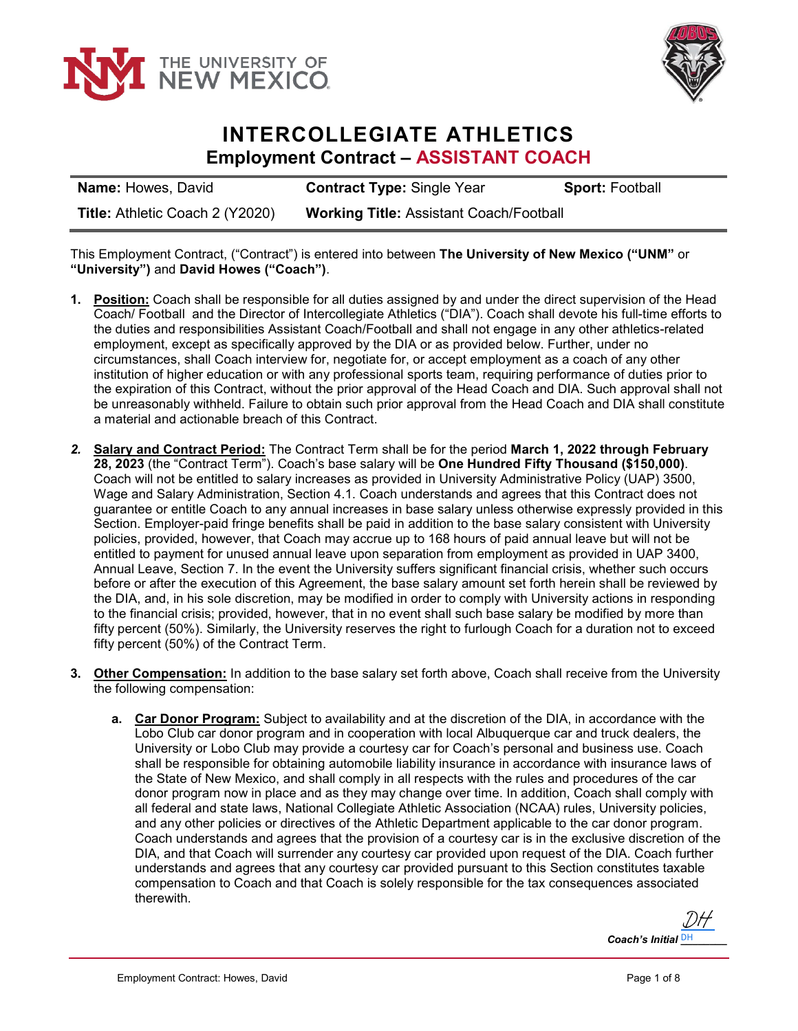THE UNIVERSITY OF NEW MEXICO

# INTERCOLLEGIATE ATHLETICS

## Employment Contract – ASSISTANT COACH

| **Name:** Howes, David | **Contract Type:** Single Year | **Sport:** Football |
|---|---|---|
| **Title:** Athletic Coach 2 (Y2020) | **Working Title:** Assistant Coach/Football | |

This Employment Contract, ("Contract") is entered into between **The University of New Mexico ("UNM"** or **"University")** and **David Howes ("Coach")**.

1. **Position:** Coach shall be responsible for all duties assigned by and under the direct supervision of the Head Coach/ Football and the Director of Intercollegiate Athletics ("DIA"). Coach shall devote his full-time efforts to the duties and responsibilities Assistant Coach/Football and shall not engage in any other athletics-related employment, except as specifically approved by the DIA or as provided below. Further, under no circumstances, shall Coach interview for, negotiate for, or accept employment as a coach of any other institution of higher education or with any professional sports team, requiring performance of duties prior to the expiration of this Contract, without the prior approval of the Head Coach and DIA. Such approval shall not be unreasonably withheld. Failure to obtain such prior approval from the Head Coach and DIA shall constitute a material and actionable breach of this Contract.

2. **Salary and Contract Period:** The Contract Term shall be for the period **March 1, 2022 through February 28, 2023** (the "Contract Term"). Coach's base salary will be **One Hundred Fifty Thousand ($150,000)**. Coach will not be entitled to salary increases as provided in University Administrative Policy (UAP) 3500, Wage and Salary Administration, Section 4.1. Coach understands and agrees that this Contract does not guarantee or entitle Coach to any annual increases in base salary unless otherwise expressly provided in this Section. Employer-paid fringe benefits shall be paid in addition to the base salary consistent with University policies, provided, however, that Coach may accrue up to 168 hours of paid annual leave but will not be entitled to payment for unused annual leave upon separation from employment as provided in UAP 3400, Annual Leave, Section 7. In the event the University suffers significant financial crisis, whether such occurs before or after the execution of this Agreement, the base salary amount set forth herein shall be reviewed by the DIA, and, in his sole discretion, may be modified in order to comply with University actions in responding to the financial crisis; provided, however, that in no event shall such base salary be modified by more than fifty percent (50%). Similarly, the University reserves the right to furlough Coach for a duration not to exceed fifty percent (50%) of the Contract Term.

3. **Other Compensation:** In addition to the base salary set forth above, Coach shall receive from the University the following compensation:

   a. **Car Donor Program:** Subject to availability and at the discretion of the DIA, in accordance with the Lobo Club car donor program and in cooperation with local Albuquerque car and truck dealers, the University or Lobo Club may provide a courtesy car for Coach's personal and business use. Coach shall be responsible for obtaining automobile liability insurance in accordance with insurance laws of the State of New Mexico, and shall comply in all respects with the rules and procedures of the car donor program now in place and as they may change over time. In addition, Coach shall comply with all federal and state laws, National Collegiate Athletic Association (NCAA) rules, University policies, and any other policies or directives of the Athletic Department applicable to the car donor program. Coach understands and agrees that the provision of a courtesy car is in the exclusive discretion of the DIA, and that Coach will surrender any courtesy car provided upon request of the DIA. Coach further understands and agrees that any courtesy car provided pursuant to this Section constitutes taxable compensation to Coach and that Coach is solely responsible for the tax consequences associated therewith.

*Coach's Initial* DH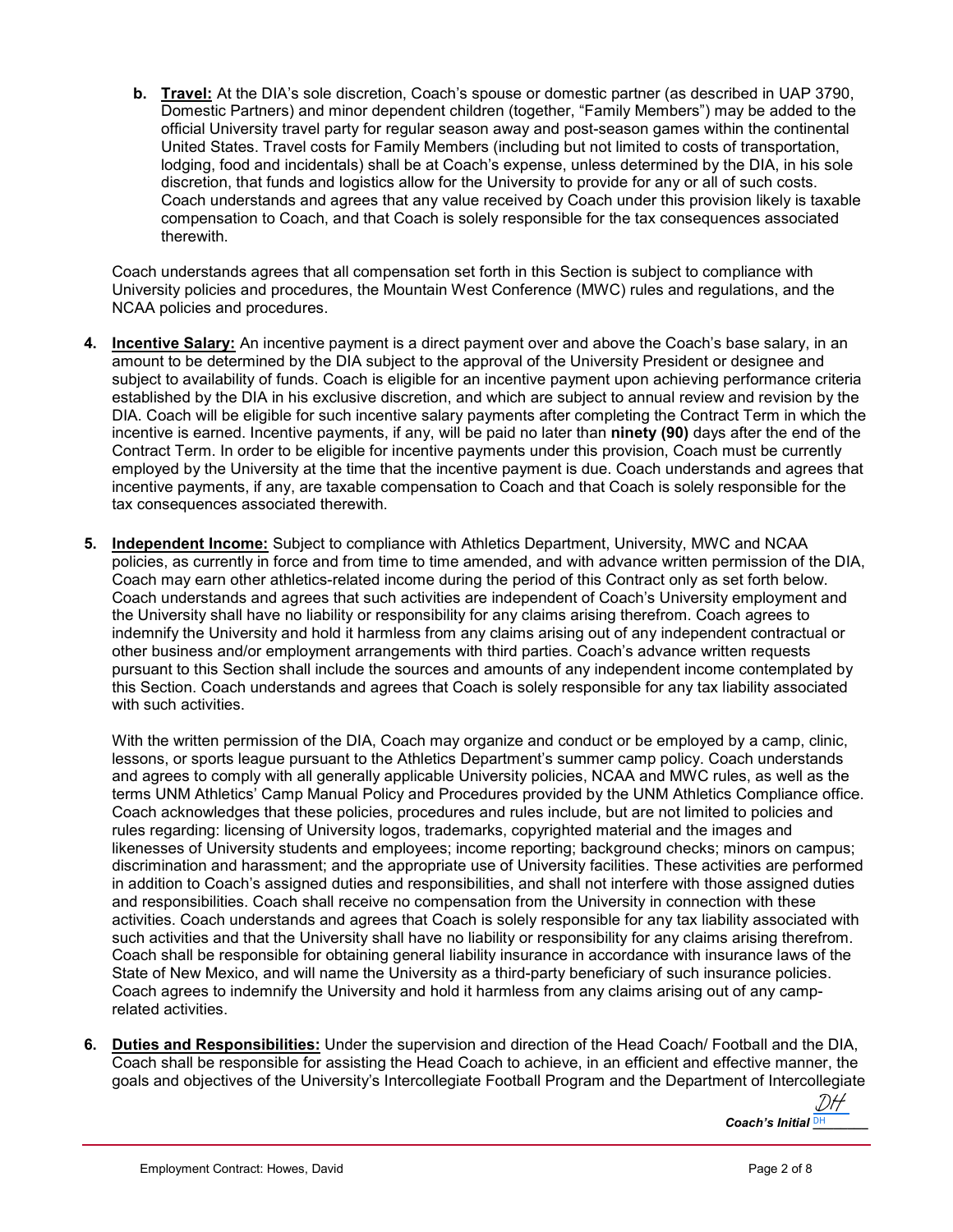**b. Travel:** At the DIA's sole discretion, Coach's spouse or domestic partner (as described in UAP 3790, Domestic Partners) and minor dependent children (together, "Family Members") may be added to the official University travel party for regular season away and post-season games within the continental United States. Travel costs for Family Members (including but not limited to costs of transportation, lodging, food and incidentals) shall be at Coach's expense, unless determined by the DIA, in his sole discretion, that funds and logistics allow for the University to provide for any or all of such costs. Coach understands and agrees that any value received by Coach under this provision likely is taxable compensation to Coach, and that Coach is solely responsible for the tax consequences associated therewith.

Coach understands agrees that all compensation set forth in this Section is subject to compliance with University policies and procedures, the Mountain West Conference (MWC) rules and regulations, and the NCAA policies and procedures.

4. **Incentive Salary:** An incentive payment is a direct payment over and above the Coach's base salary, in an amount to be determined by the DIA subject to the approval of the University President or designee and subject to availability of funds. Coach is eligible for an incentive payment upon achieving performance criteria established by the DIA in his exclusive discretion, and which are subject to annual review and revision by the DIA. Coach will be eligible for such incentive salary payments after completing the Contract Term in which the incentive is earned. Incentive payments, if any, will be paid no later than **ninety (90)** days after the end of the Contract Term. In order to be eligible for incentive payments under this provision, Coach must be currently employed by the University at the time that the incentive payment is due. Coach understands and agrees that incentive payments, if any, are taxable compensation to Coach and that Coach is solely responsible for the tax consequences associated therewith.

5. **Independent Income:** Subject to compliance with Athletics Department, University, MWC and NCAA policies, as currently in force and from time to time amended, and with advance written permission of the DIA, Coach may earn other athletics-related income during the period of this Contract only as set forth below. Coach understands and agrees that such activities are independent of Coach's University employment and the University shall have no liability or responsibility for any claims arising therefrom. Coach agrees to indemnify the University and hold it harmless from any claims arising out of any independent contractual or other business and/or employment arrangements with third parties. Coach's advance written requests pursuant to this Section shall include the sources and amounts of any independent income contemplated by this Section. Coach understands and agrees that Coach is solely responsible for any tax liability associated with such activities.

   With the written permission of the DIA, Coach may organize and conduct or be employed by a camp, clinic, lessons, or sports league pursuant to the Athletics Department's summer camp policy. Coach understands and agrees to comply with all generally applicable University policies, NCAA and MWC rules, as well as the terms UNM Athletics' Camp Manual Policy and Procedures provided by the UNM Athletics Compliance office. Coach acknowledges that these policies, procedures and rules include, but are not limited to policies and rules regarding: licensing of University logos, trademarks, copyrighted material and the images and likenesses of University students and employees; income reporting; background checks; minors on campus; discrimination and harassment; and the appropriate use of University facilities. These activities are performed in addition to Coach's assigned duties and responsibilities, and shall not interfere with those assigned duties and responsibilities. Coach shall receive no compensation from the University in connection with these activities. Coach understands and agrees that Coach is solely responsible for any tax liability associated with such activities and that the University shall have no liability or responsibility for any claims arising therefrom. Coach shall be responsible for obtaining general liability insurance in accordance with insurance laws of the State of New Mexico, and will name the University as a third-party beneficiary of such insurance policies. Coach agrees to indemnify the University and hold it harmless from any claims arising out of any camp-related activities.

6. **Duties and Responsibilities:** Under the supervision and direction of the Head Coach/ Football and the DIA, Coach shall be responsible for assisting the Head Coach to achieve, in an efficient and effective manner, the goals and objectives of the University's Intercollegiate Football Program and the Department of Intercollegiate

*Coach's Initial* DH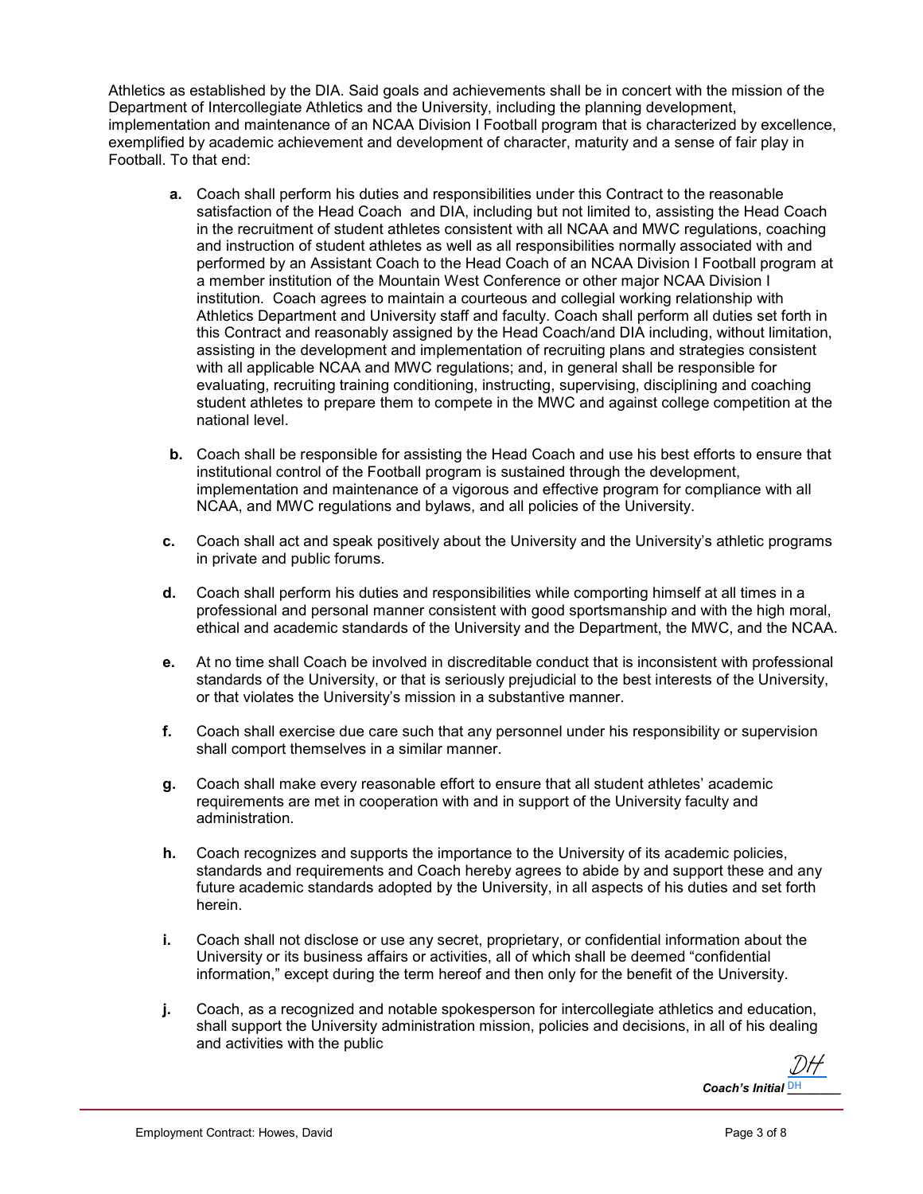Athletics as established by the DIA. Said goals and achievements shall be in concert with the mission of the Department of Intercollegiate Athletics and the University, including the planning development, implementation and maintenance of an NCAA Division I Football program that is characterized by excellence, exemplified by academic achievement and development of character, maturity and a sense of fair play in Football. To that end:

**a.** Coach shall perform his duties and responsibilities under this Contract to the reasonable satisfaction of the Head Coach and DIA, including but not limited to, assisting the Head Coach in the recruitment of student athletes consistent with all NCAA and MWC regulations, coaching and instruction of student athletes as well as all responsibilities normally associated with and performed by an Assistant Coach to the Head Coach of an NCAA Division I Football program at a member institution of the Mountain West Conference or other major NCAA Division I institution. Coach agrees to maintain a courteous and collegial working relationship with Athletics Department and University staff and faculty. Coach shall perform all duties set forth in this Contract and reasonably assigned by the Head Coach/and DIA including, without limitation, assisting in the development and implementation of recruiting plans and strategies consistent with all applicable NCAA and MWC regulations; and, in general shall be responsible for evaluating, recruiting training conditioning, instructing, supervising, disciplining and coaching student athletes to prepare them to compete in the MWC and against college competition at the national level.

**b.** Coach shall be responsible for assisting the Head Coach and use his best efforts to ensure that institutional control of the Football program is sustained through the development, implementation and maintenance of a vigorous and effective program for compliance with all NCAA, and MWC regulations and bylaws, and all policies of the University.

**c.** Coach shall act and speak positively about the University and the University's athletic programs in private and public forums.

**d.** Coach shall perform his duties and responsibilities while comporting himself at all times in a professional and personal manner consistent with good sportsmanship and with the high moral, ethical and academic standards of the University and the Department, the MWC, and the NCAA.

**e.** At no time shall Coach be involved in discreditable conduct that is inconsistent with professional standards of the University, or that is seriously prejudicial to the best interests of the University, or that violates the University's mission in a substantive manner.

**f.** Coach shall exercise due care such that any personnel under his responsibility or supervision shall comport themselves in a similar manner.

**g.** Coach shall make every reasonable effort to ensure that all student athletes' academic requirements are met in cooperation with and in support of the University faculty and administration.

**h.** Coach recognizes and supports the importance to the University of its academic policies, standards and requirements and Coach hereby agrees to abide by and support these and any future academic standards adopted by the University, in all aspects of his duties and set forth herein.

**i.** Coach shall not disclose or use any secret, proprietary, or confidential information about the University or its business affairs or activities, all of which shall be deemed "confidential information," except during the term hereof and then only for the benefit of the University.

**j.** Coach, as a recognized and notable spokesperson for intercollegiate athletics and education, shall support the University administration mission, policies and decisions, in all of his dealing and activities with the public

*DH*
***Coach's Initial*** DH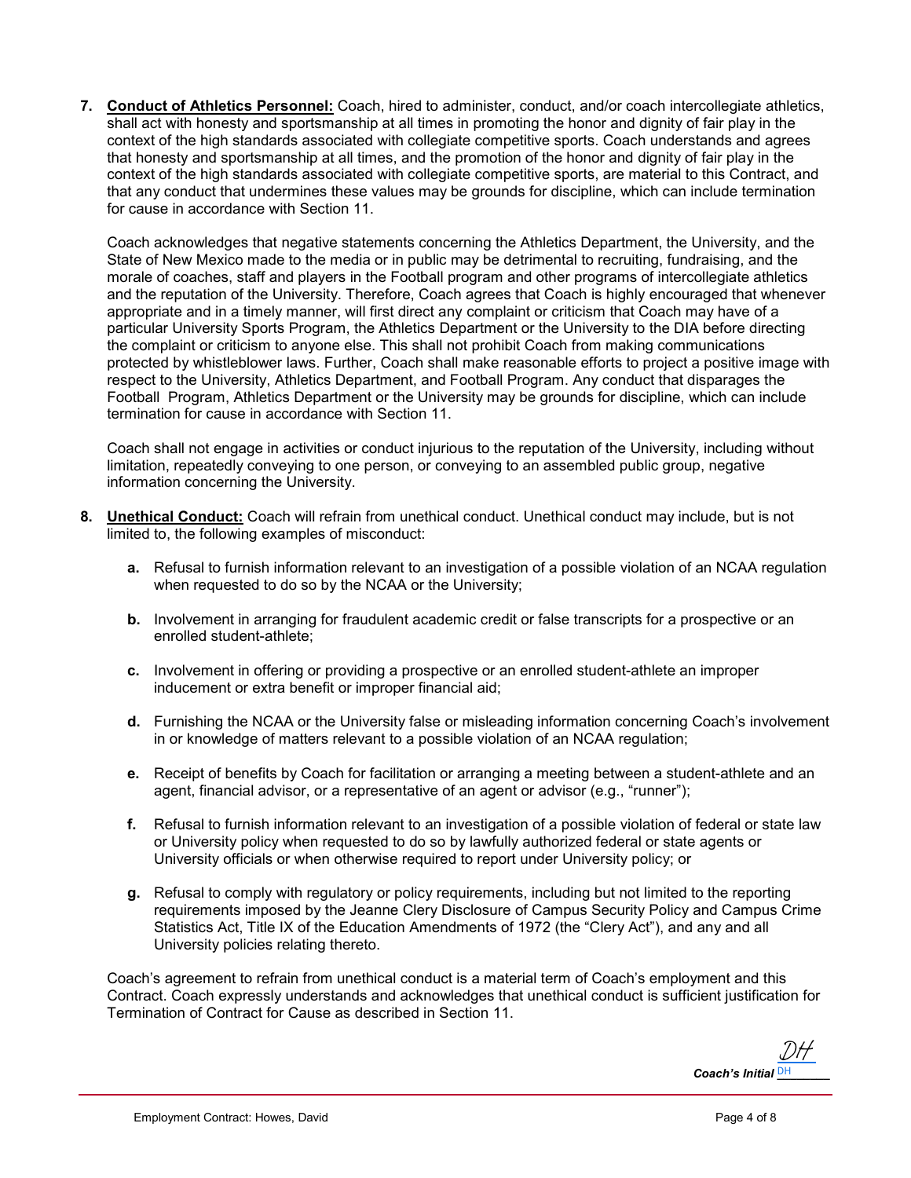7. **<u>Conduct of Athletics Personnel:</u>** Coach, hired to administer, conduct, and/or coach intercollegiate athletics, shall act with honesty and sportsmanship at all times in promoting the honor and dignity of fair play in the context of the high standards associated with collegiate competitive sports. Coach understands and agrees that honesty and sportsmanship at all times, and the promotion of the honor and dignity of fair play in the context of the high standards associated with collegiate competitive sports, are material to this Contract, and that any conduct that undermines these values may be grounds for discipline, which can include termination for cause in accordance with Section 11.

   Coach acknowledges that negative statements concerning the Athletics Department, the University, and the State of New Mexico made to the media or in public may be detrimental to recruiting, fundraising, and the morale of coaches, staff and players in the Football program and other programs of intercollegiate athletics and the reputation of the University. Therefore, Coach agrees that Coach is highly encouraged that whenever appropriate and in a timely manner, will first direct any complaint or criticism that Coach may have of a particular University Sports Program, the Athletics Department or the University to the DIA before directing the complaint or criticism to anyone else. This shall not prohibit Coach from making communications protected by whistleblower laws. Further, Coach shall make reasonable efforts to project a positive image with respect to the University, Athletics Department, and Football Program. Any conduct that disparages the Football Program, Athletics Department or the University may be grounds for discipline, which can include termination for cause in accordance with Section 11.

   Coach shall not engage in activities or conduct injurious to the reputation of the University, including without limitation, repeatedly conveying to one person, or conveying to an assembled public group, negative information concerning the University.

8. **<u>Unethical Conduct:</u>** Coach will refrain from unethical conduct. Unethical conduct may include, but is not limited to, the following examples of misconduct:

   **a.** Refusal to furnish information relevant to an investigation of a possible violation of an NCAA regulation when requested to do so by the NCAA or the University;

   **b.** Involvement in arranging for fraudulent academic credit or false transcripts for a prospective or an enrolled student-athlete;

   **c.** Involvement in offering or providing a prospective or an enrolled student-athlete an improper inducement or extra benefit or improper financial aid;

   **d.** Furnishing the NCAA or the University false or misleading information concerning Coach's involvement in or knowledge of matters relevant to a possible violation of an NCAA regulation;

   **e.** Receipt of benefits by Coach for facilitation or arranging a meeting between a student-athlete and an agent, financial advisor, or a representative of an agent or advisor (e.g., "runner");

   **f.** Refusal to furnish information relevant to an investigation of a possible violation of federal or state law or University policy when requested to do so by lawfully authorized federal or state agents or University officials or when otherwise required to report under University policy; or

   **g.** Refusal to comply with regulatory or policy requirements, including but not limited to the reporting requirements imposed by the Jeanne Clery Disclosure of Campus Security Policy and Campus Crime Statistics Act, Title IX of the Education Amendments of 1972 (the "Clery Act"), and any and all University policies relating thereto.

   Coach's agreement to refrain from unethical conduct is a material term of Coach's employment and this Contract. Coach expressly understands and acknowledges that unethical conduct is sufficient justification for Termination of Contract for Cause as described in Section 11.

***Coach's Initial*** DH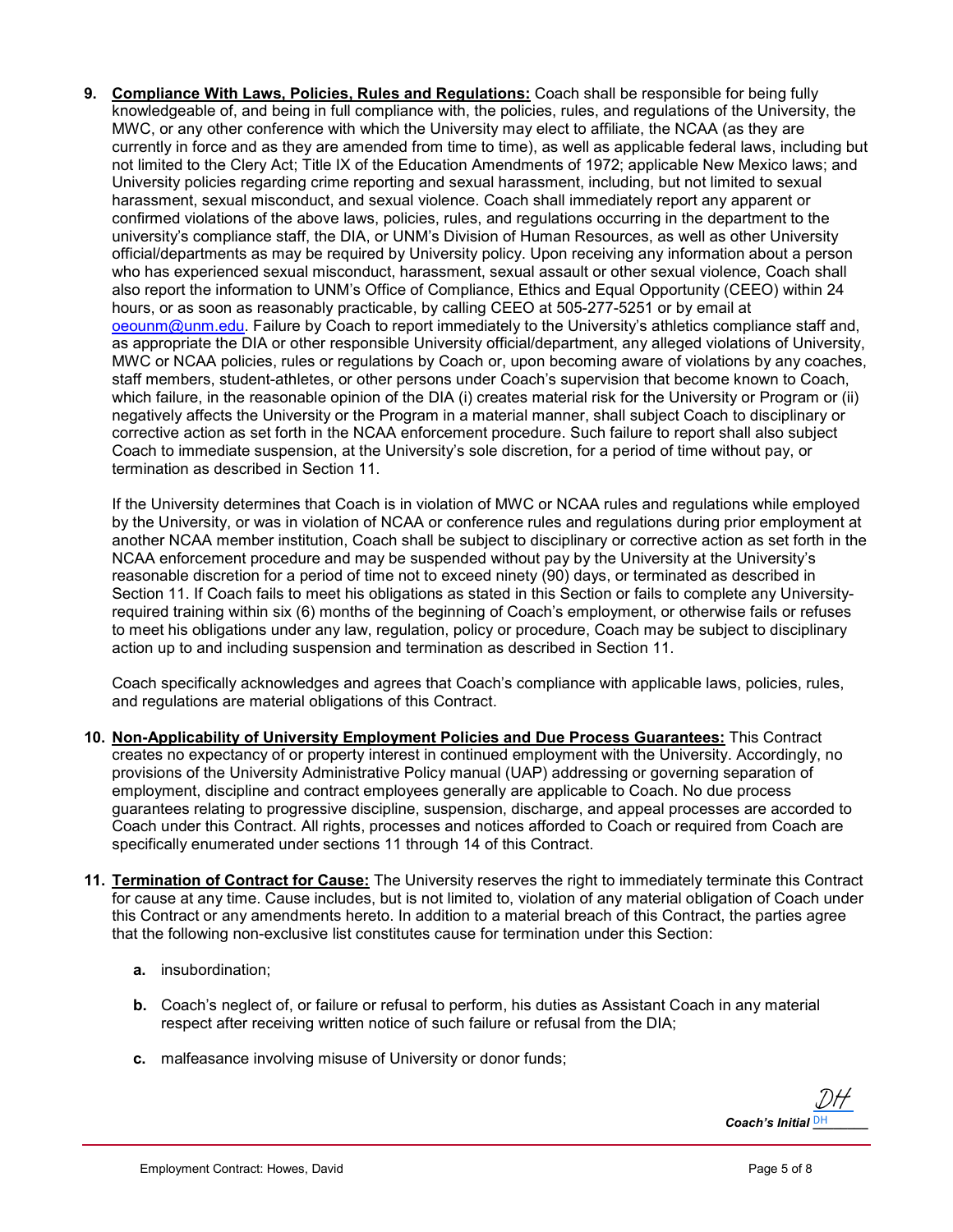9. **<u>Compliance With Laws, Policies, Rules and Regulations:</u>** Coach shall be responsible for being fully knowledgeable of, and being in full compliance with, the policies, rules, and regulations of the University, the MWC, or any other conference with which the University may elect to affiliate, the NCAA (as they are currently in force and as they are amended from time to time), as well as applicable federal laws, including but not limited to the Clery Act; Title IX of the Education Amendments of 1972; applicable New Mexico laws; and University policies regarding crime reporting and sexual harassment, including, but not limited to sexual harassment, sexual misconduct, and sexual violence. Coach shall immediately report any apparent or confirmed violations of the above laws, policies, rules, and regulations occurring in the department to the university's compliance staff, the DIA, or UNM's Division of Human Resources, as well as other University official/departments as may be required by University policy. Upon receiving any information about a person who has experienced sexual misconduct, harassment, sexual assault or other sexual violence, Coach shall also report the information to UNM's Office of Compliance, Ethics and Equal Opportunity (CEEO) within 24 hours, or as soon as reasonably practicable, by calling CEEO at 505-277-5251 or by email at oeounm@unm.edu. Failure by Coach to report immediately to the University's athletics compliance staff and, as appropriate the DIA or other responsible University official/department, any alleged violations of University, MWC or NCAA policies, rules or regulations by Coach or, upon becoming aware of violations by any coaches, staff members, student-athletes, or other persons under Coach's supervision that become known to Coach, which failure, in the reasonable opinion of the DIA (i) creates material risk for the University or Program or (ii) negatively affects the University or the Program in a material manner, shall subject Coach to disciplinary or corrective action as set forth in the NCAA enforcement procedure. Such failure to report shall also subject Coach to immediate suspension, at the University's sole discretion, for a period of time without pay, or termination as described in Section 11.

   If the University determines that Coach is in violation of MWC or NCAA rules and regulations while employed by the University, or was in violation of NCAA or conference rules and regulations during prior employment at another NCAA member institution, Coach shall be subject to disciplinary or corrective action as set forth in the NCAA enforcement procedure and may be suspended without pay by the University at the University's reasonable discretion for a period of time not to exceed ninety (90) days, or terminated as described in Section 11. If Coach fails to meet his obligations as stated in this Section or fails to complete any University-required training within six (6) months of the beginning of Coach's employment, or otherwise fails or refuses to meet his obligations under any law, regulation, policy or procedure, Coach may be subject to disciplinary action up to and including suspension and termination as described in Section 11.

   Coach specifically acknowledges and agrees that Coach's compliance with applicable laws, policies, rules, and regulations are material obligations of this Contract.

10. **<u>Non-Applicability of University Employment Policies and Due Process Guarantees:</u>** This Contract creates no expectancy of or property interest in continued employment with the University. Accordingly, no provisions of the University Administrative Policy manual (UAP) addressing or governing separation of employment, discipline and contract employees generally are applicable to Coach. No due process guarantees relating to progressive discipline, suspension, discharge, and appeal processes are accorded to Coach under this Contract. All rights, processes and notices afforded to Coach or required from Coach are specifically enumerated under sections 11 through 14 of this Contract.

11. **<u>Termination of Contract for Cause:</u>** The University reserves the right to immediately terminate this Contract for cause at any time. Cause includes, but is not limited to, violation of any material obligation of Coach under this Contract or any amendments hereto. In addition to a material breach of this Contract, the parties agree that the following non-exclusive list constitutes cause for termination under this Section:

    **a.** insubordination;

    **b.** Coach's neglect of, or failure or refusal to perform, his duties as Assistant Coach in any material respect after receiving written notice of such failure or refusal from the DIA;

    **c.** malfeasance involving misuse of University or donor funds;

***Coach's Initial*** DH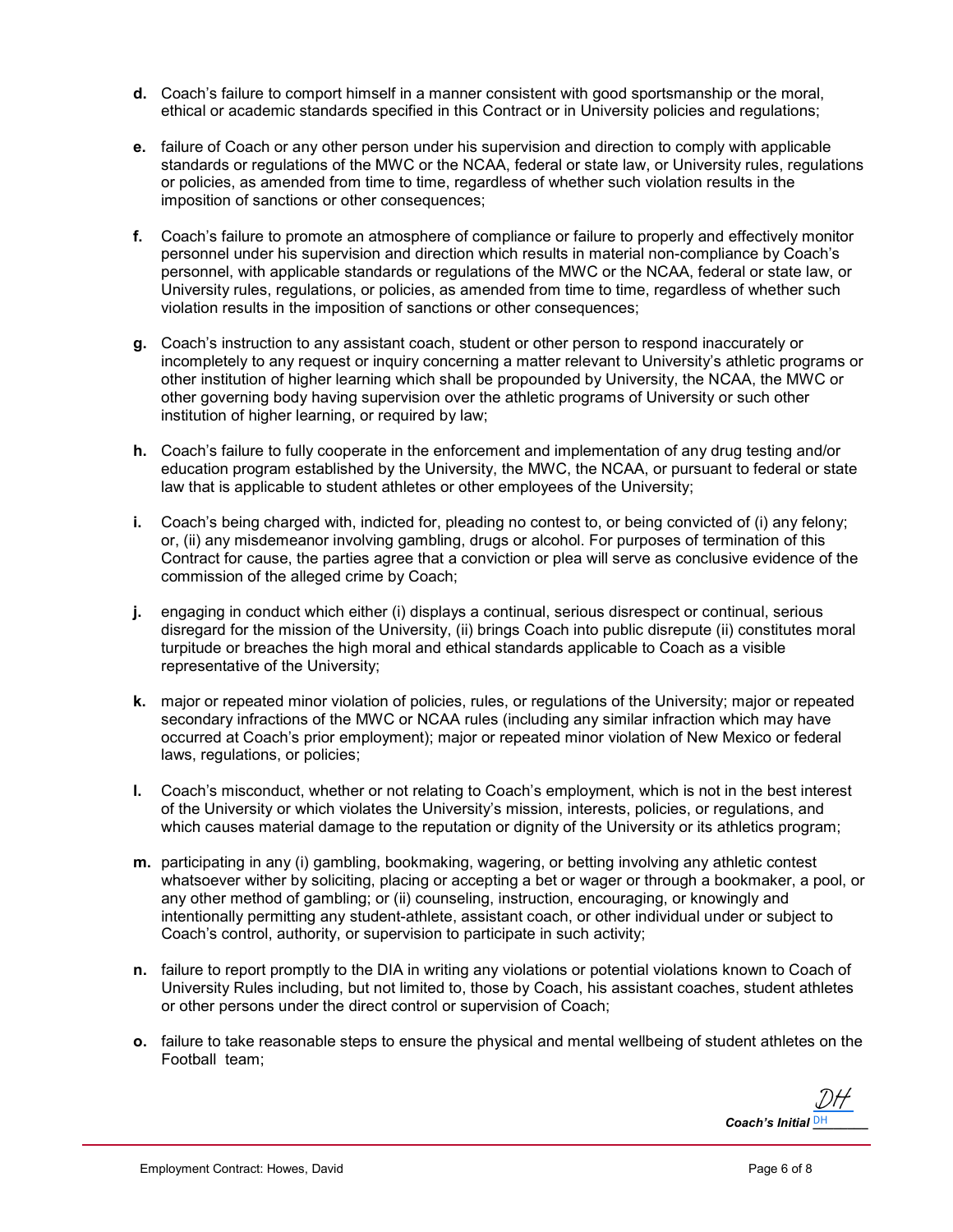**d.** Coach's failure to comport himself in a manner consistent with good sportsmanship or the moral, ethical or academic standards specified in this Contract or in University policies and regulations;

**e.** failure of Coach or any other person under his supervision and direction to comply with applicable standards or regulations of the MWC or the NCAA, federal or state law, or University rules, regulations or policies, as amended from time to time, regardless of whether such violation results in the imposition of sanctions or other consequences;

**f.** Coach's failure to promote an atmosphere of compliance or failure to properly and effectively monitor personnel under his supervision and direction which results in material non-compliance by Coach's personnel, with applicable standards or regulations of the MWC or the NCAA, federal or state law, or University rules, regulations, or policies, as amended from time to time, regardless of whether such violation results in the imposition of sanctions or other consequences;

**g.** Coach's instruction to any assistant coach, student or other person to respond inaccurately or incompletely to any request or inquiry concerning a matter relevant to University's athletic programs or other institution of higher learning which shall be propounded by University, the NCAA, the MWC or other governing body having supervision over the athletic programs of University or such other institution of higher learning, or required by law;

**h.** Coach's failure to fully cooperate in the enforcement and implementation of any drug testing and/or education program established by the University, the MWC, the NCAA, or pursuant to federal or state law that is applicable to student athletes or other employees of the University;

**i.** Coach's being charged with, indicted for, pleading no contest to, or being convicted of (i) any felony; or, (ii) any misdemeanor involving gambling, drugs or alcohol. For purposes of termination of this Contract for cause, the parties agree that a conviction or plea will serve as conclusive evidence of the commission of the alleged crime by Coach;

**j.** engaging in conduct which either (i) displays a continual, serious disrespect or continual, serious disregard for the mission of the University, (ii) brings Coach into public disrepute (ii) constitutes moral turpitude or breaches the high moral and ethical standards applicable to Coach as a visible representative of the University;

**k.** major or repeated minor violation of policies, rules, or regulations of the University; major or repeated secondary infractions of the MWC or NCAA rules (including any similar infraction which may have occurred at Coach's prior employment); major or repeated minor violation of New Mexico or federal laws, regulations, or policies;

**l.** Coach's misconduct, whether or not relating to Coach's employment, which is not in the best interest of the University or which violates the University's mission, interests, policies, or regulations, and which causes material damage to the reputation or dignity of the University or its athletics program;

**m.** participating in any (i) gambling, bookmaking, wagering, or betting involving any athletic contest whatsoever wither by soliciting, placing or accepting a bet or wager or through a bookmaker, a pool, or any other method of gambling; or (ii) counseling, instruction, encouraging, or knowingly and intentionally permitting any student-athlete, assistant coach, or other individual under or subject to Coach's control, authority, or supervision to participate in such activity;

**n.** failure to report promptly to the DIA in writing any violations or potential violations known to Coach of University Rules including, but not limited to, those by Coach, his assistant coaches, student athletes or other persons under the direct control or supervision of Coach;

**o.** failure to take reasonable steps to ensure the physical and mental wellbeing of student athletes on the Football team;

DH

***Coach's Initial*** DH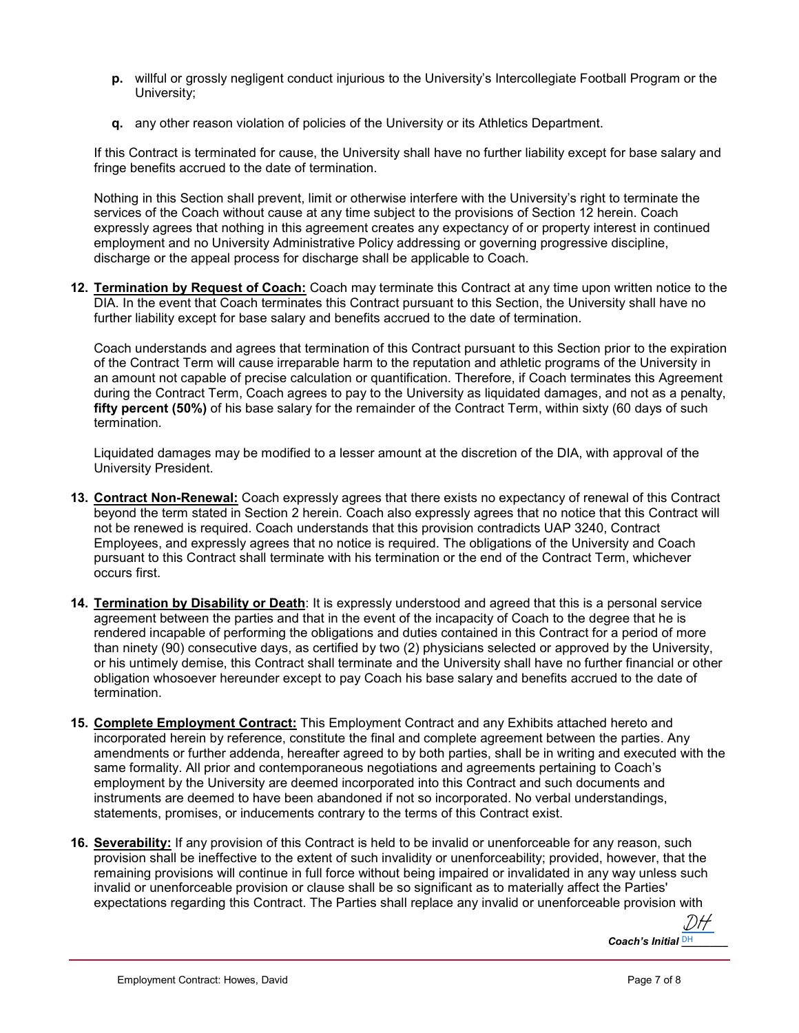**p.** willful or grossly negligent conduct injurious to the University's Intercollegiate Football Program or the University;

**q.** any other reason violation of policies of the University or its Athletics Department.

If this Contract is terminated for cause, the University shall have no further liability except for base salary and fringe benefits accrued to the date of termination.

Nothing in this Section shall prevent, limit or otherwise interfere with the University's right to terminate the services of the Coach without cause at any time subject to the provisions of Section 12 herein. Coach expressly agrees that nothing in this agreement creates any expectancy of or property interest in continued employment and no University Administrative Policy addressing or governing progressive discipline, discharge or the appeal process for discharge shall be applicable to Coach.

**12. <u>Termination by Request of Coach:</u>** Coach may terminate this Contract at any time upon written notice to the DIA. In the event that Coach terminates this Contract pursuant to this Section, the University shall have no further liability except for base salary and benefits accrued to the date of termination.

Coach understands and agrees that termination of this Contract pursuant to this Section prior to the expiration of the Contract Term will cause irreparable harm to the reputation and athletic programs of the University in an amount not capable of precise calculation or quantification. Therefore, if Coach terminates this Agreement during the Contract Term, Coach agrees to pay to the University as liquidated damages, and not as a penalty, **fifty percent (50%)** of his base salary for the remainder of the Contract Term, within sixty (60 days of such termination.

Liquidated damages may be modified to a lesser amount at the discretion of the DIA, with approval of the University President.

**13. <u>Contract Non-Renewal:</u>** Coach expressly agrees that there exists no expectancy of renewal of this Contract beyond the term stated in Section 2 herein. Coach also expressly agrees that no notice that this Contract will not be renewed is required. Coach understands that this provision contradicts UAP 3240, Contract Employees, and expressly agrees that no notice is required. The obligations of the University and Coach pursuant to this Contract shall terminate with his termination or the end of the Contract Term, whichever occurs first.

**14. <u>Termination by Disability or Death</u>**: It is expressly understood and agreed that this is a personal service agreement between the parties and that in the event of the incapacity of Coach to the degree that he is rendered incapable of performing the obligations and duties contained in this Contract for a period of more than ninety (90) consecutive days, as certified by two (2) physicians selected or approved by the University, or his untimely demise, this Contract shall terminate and the University shall have no further financial or other obligation whosoever hereunder except to pay Coach his base salary and benefits accrued to the date of termination.

**15. <u>Complete Employment Contract:</u>** This Employment Contract and any Exhibits attached hereto and incorporated herein by reference, constitute the final and complete agreement between the parties. Any amendments or further addenda, hereafter agreed to by both parties, shall be in writing and executed with the same formality. All prior and contemporaneous negotiations and agreements pertaining to Coach's employment by the University are deemed incorporated into this Contract and such documents and instruments are deemed to have been abandoned if not so incorporated. No verbal understandings, statements, promises, or inducements contrary to the terms of this Contract exist.

**16. <u>Severability:</u>** If any provision of this Contract is held to be invalid or unenforceable for any reason, such provision shall be ineffective to the extent of such invalidity or unenforceability; provided, however, that the remaining provisions will continue in full force without being impaired or invalidated in any way unless such invalid or unenforceable provision or clause shall be so significant as to materially affect the Parties' expectations regarding this Contract. The Parties shall replace any invalid or unenforceable provision with

*Coach's Initial* DH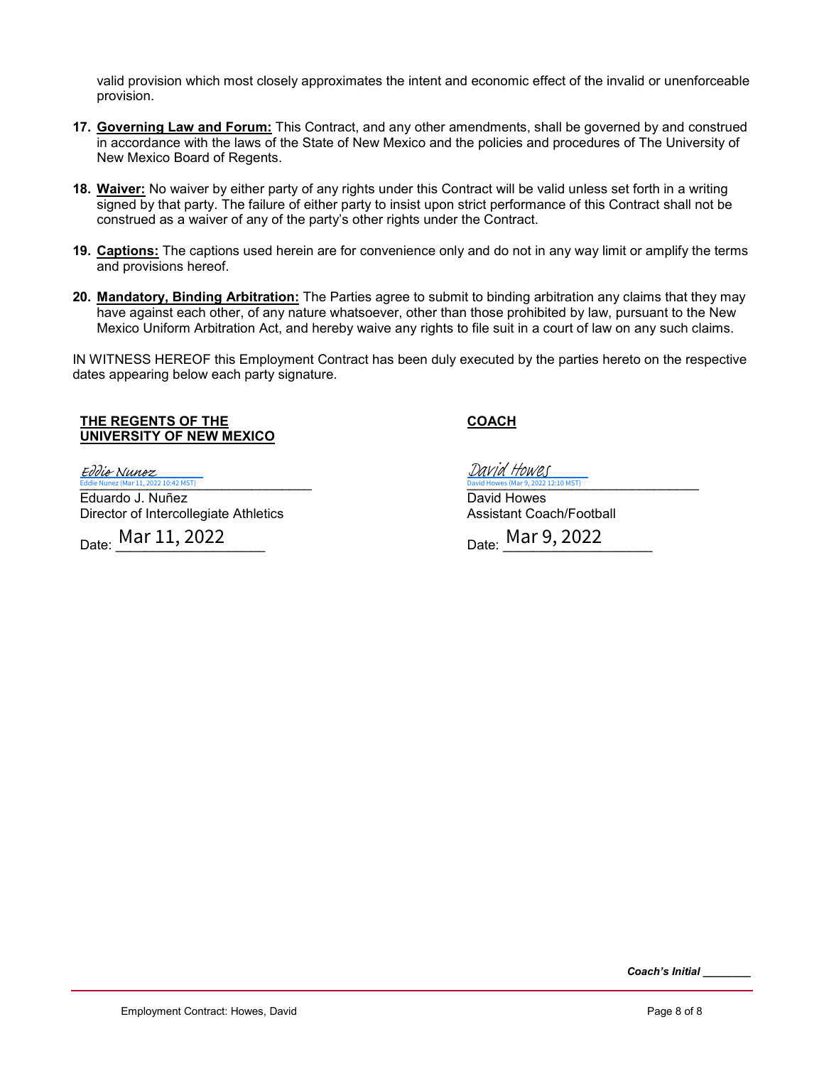valid provision which most closely approximates the intent and economic effect of the invalid or unenforceable provision.

17. **Governing Law and Forum:** This Contract, and any other amendments, shall be governed by and construed in accordance with the laws of the State of New Mexico and the policies and procedures of The University of New Mexico Board of Regents.

18. **Waiver:** No waiver by either party of any rights under this Contract will be valid unless set forth in a writing signed by that party. The failure of either party to insist upon strict performance of this Contract shall not be construed as a waiver of any of the party's other rights under the Contract.

19. **Captions:** The captions used herein are for convenience only and do not in any way limit or amplify the terms and provisions hereof.

20. **Mandatory, Binding Arbitration:** The Parties agree to submit to binding arbitration any claims that they may have against each other, of any nature whatsoever, other than those prohibited by law, pursuant to the New Mexico Uniform Arbitration Act, and hereby waive any rights to file suit in a court of law on any such claims.

IN WITNESS HEREOF this Employment Contract has been duly executed by the parties hereto on the respective dates appearing below each party signature.

**THE REGENTS OF THE UNIVERSITY OF NEW MEXICO**

Eddie Nunez
Eddie Nunez (Mar 11, 2022 10:42 MST)

Eduardo J. Nuñez
Director of Intercollegiate Athletics

Date: Mar 11, 2022

**COACH**

David Howes
David Howes (Mar 9, 2022 12:10 MST)

David Howes
Assistant Coach/Football

Date: Mar 9, 2022

*Coach's Initial* ________